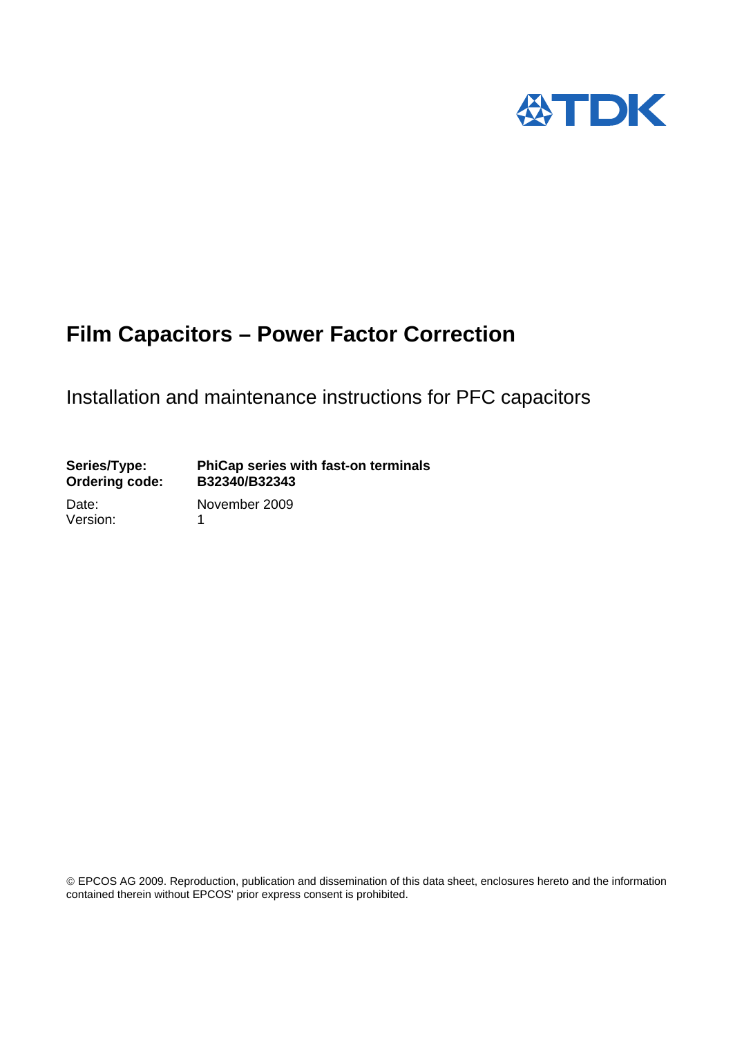# Film Capacitors – Power Factor Correction

Installation and maintenance instructions for PFC capacitors

| | |
|---|---|
| **Series/Type:** | **PhiCap series with fast-on terminals** |
| **Ordering code:** | **B32340/B32343** |
| Date: | November 2009 |
| Version: | 1 |

© EPCOS AG 2009. Reproduction, publication and dissemination of this data sheet, enclosures hereto and the information contained therein without EPCOS' prior express consent is prohibited.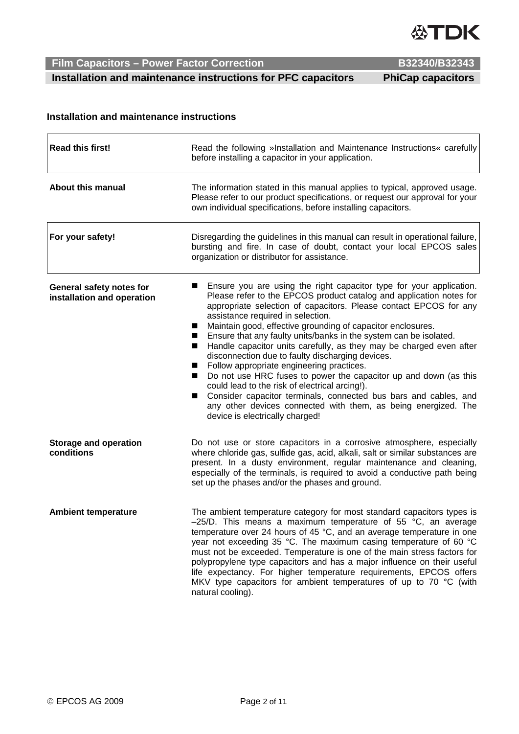## Installation and maintenance instructions

| | |
|---|---|
| **Read this first!** | Read the following »Installation and Maintenance Instructions« carefully before installing a capacitor in your application. |
| **About this manual** | The information stated in this manual applies to typical, approved usage. Please refer to our product specifications, or request our approval for your own individual specifications, before installing capacitors. |
| **For your safety!** | Disregarding the guidelines in this manual can result in operational failure, bursting and fire. In case of doubt, contact your local EPCOS sales organization or distributor for assistance. |

**General safety notes for installation and operation**

- Ensure you are using the right capacitor type for your application. Please refer to the EPCOS product catalog and application notes for appropriate selection of capacitors. Please contact EPCOS for any assistance required in selection.
- Maintain good, effective grounding of capacitor enclosures.
- Ensure that any faulty units/banks in the system can be isolated.
- Handle capacitor units carefully, as they may be charged even after disconnection due to faulty discharging devices.
- Follow appropriate engineering practices.
- Do not use HRC fuses to power the capacitor up and down (as this could lead to the risk of electrical arcing!).
- Consider capacitor terminals, connected bus bars and cables, and any other devices connected with them, as being energized. The device is electrically charged!

**Storage and operation conditions**

Do not use or store capacitors in a corrosive atmosphere, especially where chloride gas, sulfide gas, acid, alkali, salt or similar substances are present. In a dusty environment, regular maintenance and cleaning, especially of the terminals, is required to avoid a conductive path being set up the phases and/or the phases and ground.

**Ambient temperature**

The ambient temperature category for most standard capacitors types is –25/D. This means a maximum temperature of 55 °C, an average temperature over 24 hours of 45 °C, and an average temperature in one year not exceeding 35 °C. The maximum casing temperature of 60 °C must not be exceeded. Temperature is one of the main stress factors for polypropylene type capacitors and has a major influence on their useful life expectancy. For higher temperature requirements, EPCOS offers MKV type capacitors for ambient temperatures of up to 70 °C (with natural cooling).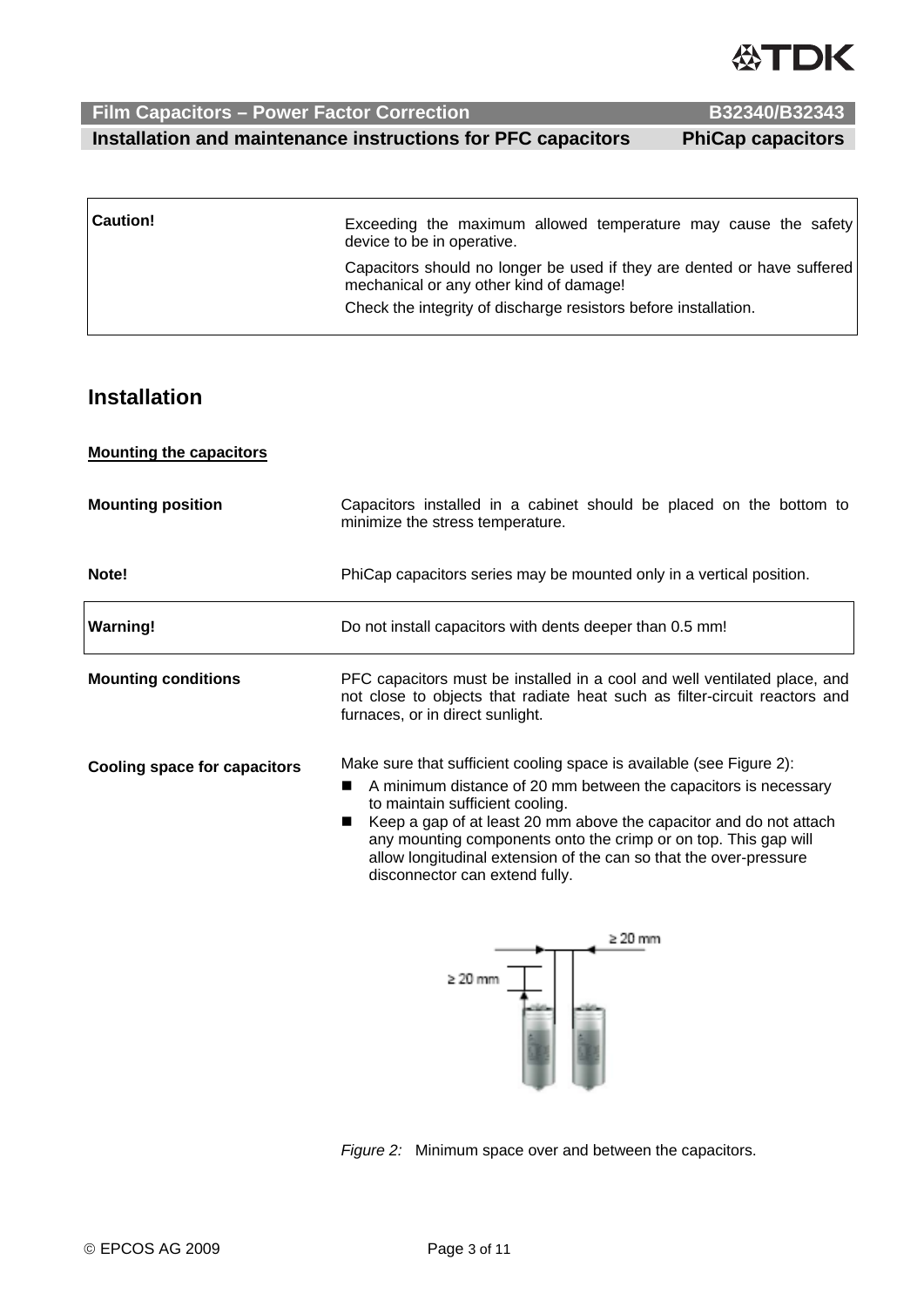| | |
|---|---|
| **Caution!** | Exceeding the maximum allowed temperature may cause the safety device to be in operative.<br><br>Capacitors should no longer be used if they are dented or have suffered mechanical or any other kind of damage!<br><br>Check the integrity of discharge resistors before installation. |

## Installation

**Mounting the capacitors**

**Mounting position**

Capacitors installed in a cabinet should be placed on the bottom to minimize the stress temperature.

**Note!**

PhiCap capacitors series may be mounted only in a vertical position.

| | |
|---|---|
| **Warning!** | Do not install capacitors with dents deeper than 0.5 mm! |

**Mounting conditions**

PFC capacitors must be installed in a cool and well ventilated place, and not close to objects that radiate heat such as filter-circuit reactors and furnaces, or in direct sunlight.

**Cooling space for capacitors**

Make sure that sufficient cooling space is available (see Figure 2):

- A minimum distance of 20 mm between the capacitors is necessary to maintain sufficient cooling.
- Keep a gap of at least 20 mm above the capacitor and do not attach any mounting components onto the crimp or on top. This gap will allow longitudinal extension of the can so that the over-pressure disconnector can extend fully.

*Figure 2:* Minimum space over and between the capacitors.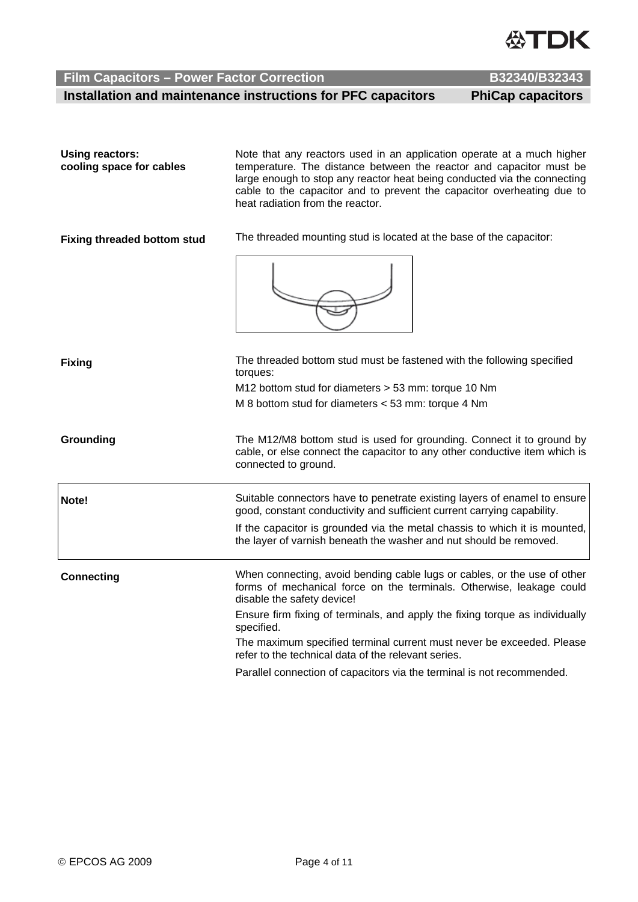**Using reactors: cooling space for cables**

Note that any reactors used in an application operate at a much higher temperature. The distance between the reactor and capacitor must be large enough to stop any reactor heat being conducted via the connecting cable to the capacitor and to prevent the capacitor overheating due to heat radiation from the reactor.

**Fixing threaded bottom stud**

The threaded mounting stud is located at the base of the capacitor:

**Fixing**

The threaded bottom stud must be fastened with the following specified torques:

M12 bottom stud for diameters > 53 mm: torque 10 Nm

M 8 bottom stud for diameters < 53 mm: torque 4 Nm

**Grounding**

The M12/M8 bottom stud is used for grounding. Connect it to ground by cable, or else connect the capacitor to any other conductive item which is connected to ground.

**Note!**

Suitable connectors have to penetrate existing layers of enamel to ensure good, constant conductivity and sufficient current carrying capability.

If the capacitor is grounded via the metal chassis to which it is mounted, the layer of varnish beneath the washer and nut should be removed.

**Connecting**

When connecting, avoid bending cable lugs or cables, or the use of other forms of mechanical force on the terminals. Otherwise, leakage could disable the safety device!

Ensure firm fixing of terminals, and apply the fixing torque as individually specified.

The maximum specified terminal current must never be exceeded. Please refer to the technical data of the relevant series.

Parallel connection of capacitors via the terminal is not recommended.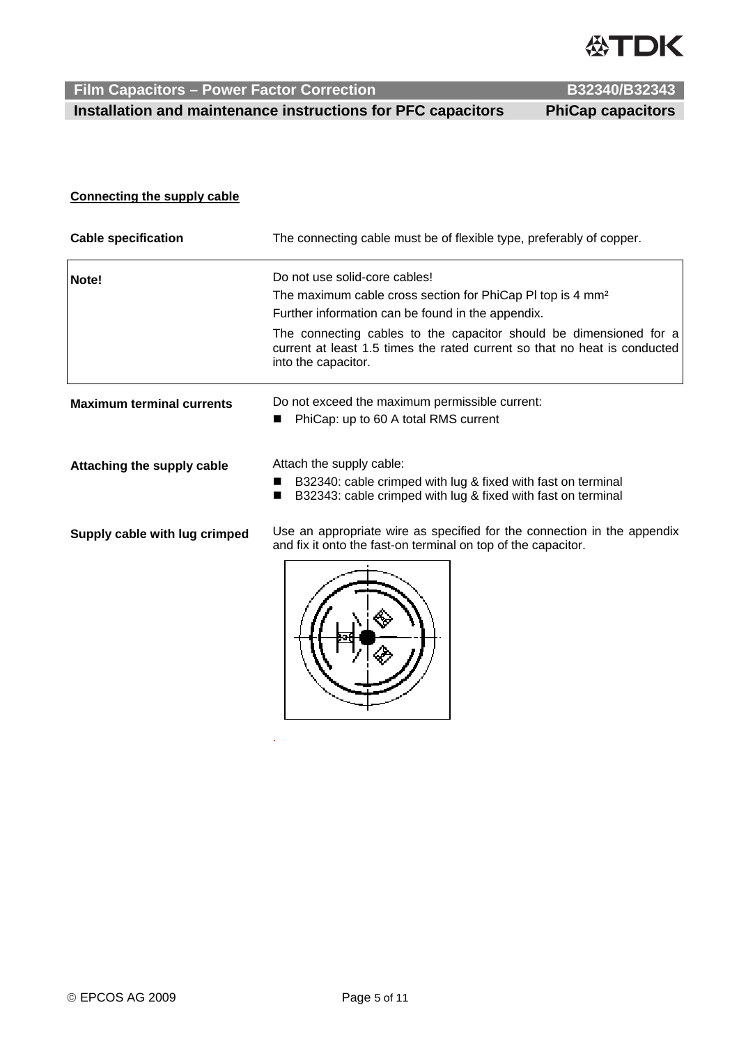**Connecting the supply cable**

| | |
|---|---|
| **Cable specification** | The connecting cable must be of flexible type, preferably of copper. |
| **Note!** | Do not use solid-core cables!<br>The maximum cable cross section for PhiCap PI top is 4 mm²<br>Further information can be found in the appendix.<br>The connecting cables to the capacitor should be dimensioned for a current at least 1.5 times the rated current so that no heat is conducted into the capacitor. |
| **Maximum terminal currents** | Do not exceed the maximum permissible current:<br>■ PhiCap: up to 60 A total RMS current |
| **Attaching the supply cable** | Attach the supply cable:<br>■ B32340: cable crimped with lug & fixed with fast on terminal<br>■ B32343: cable crimped with lug & fixed with fast on terminal |
| **Supply cable with lug crimped** | Use an appropriate wire as specified for the connection in the appendix and fix it onto the fast-on terminal on top of the capacitor. |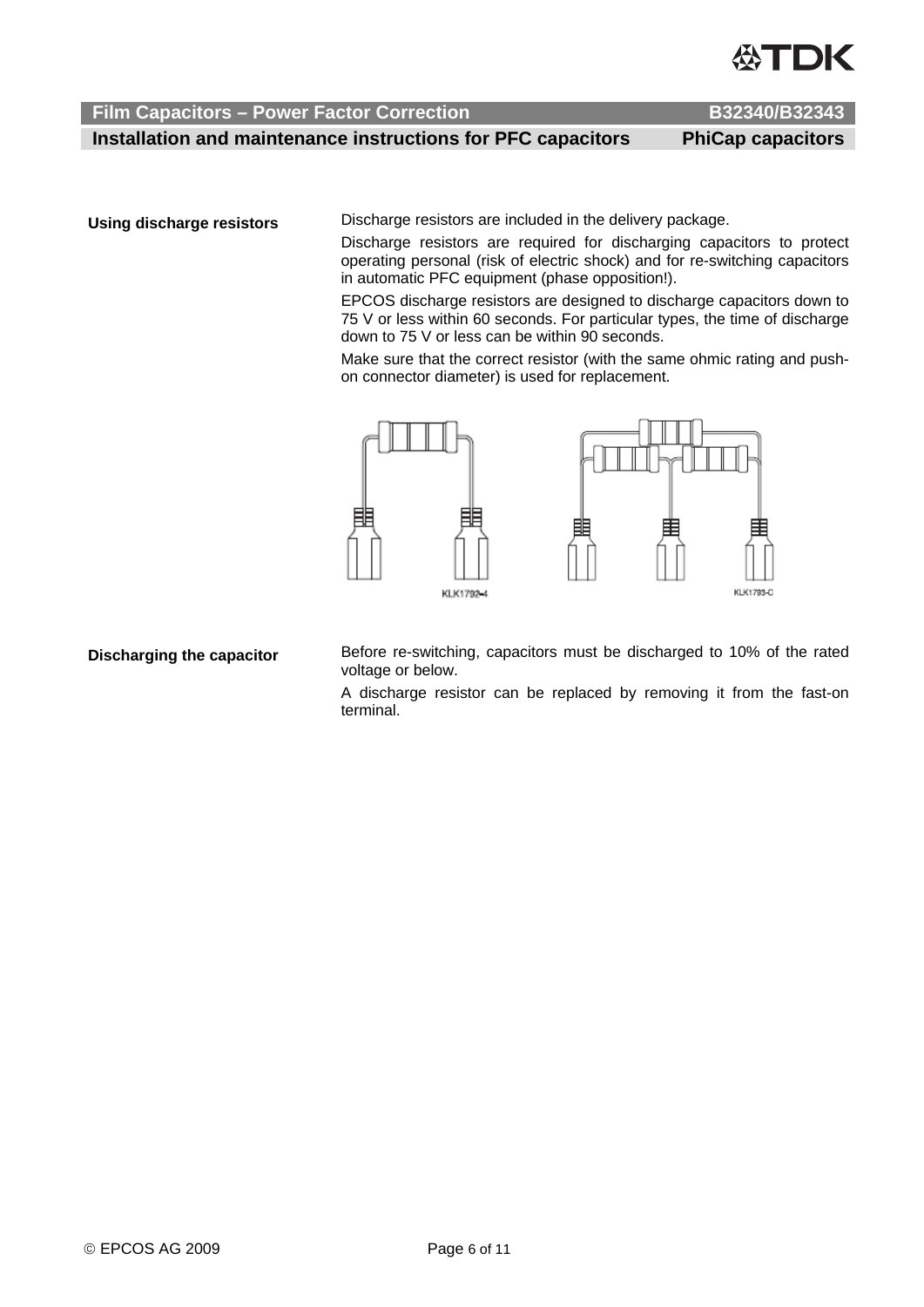## Using discharge resistors

Discharge resistors are included in the delivery package.

Discharge resistors are required for discharging capacitors to protect operating personal (risk of electric shock) and for re-switching capacitors in automatic PFC equipment (phase opposition!).

EPCOS discharge resistors are designed to discharge capacitors down to 75 V or less within 60 seconds. For particular types, the time of discharge down to 75 V or less can be within 90 seconds.

Make sure that the correct resistor (with the same ohmic rating and push-on connector diameter) is used for replacement.

KLK1792-4

KLK1793-C

## Discharging the capacitor

Before re-switching, capacitors must be discharged to 10% of the rated voltage or below.

A discharge resistor can be replaced by removing it from the fast-on terminal.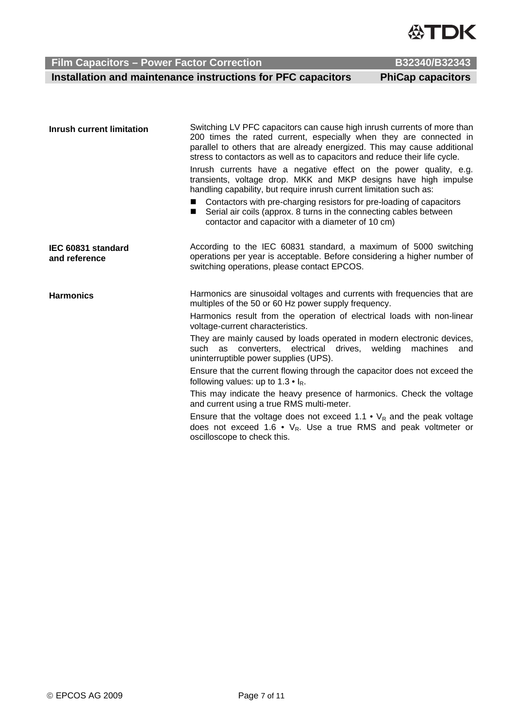**Inrush current limitation**

Switching LV PFC capacitors can cause high inrush currents of more than 200 times the rated current, especially when they are connected in parallel to others that are already energized. This may cause additional stress to contactors as well as to capacitors and reduce their life cycle.

Inrush currents have a negative effect on the power quality, e.g. transients, voltage drop. MKK and MKP designs have high impulse handling capability, but require inrush current limitation such as:

- Contactors with pre-charging resistors for pre-loading of capacitors
- Serial air coils (approx. 8 turns in the connecting cables between contactor and capacitor with a diameter of 10 cm)

**IEC 60831 standard and reference**

According to the IEC 60831 standard, a maximum of 5000 switching operations per year is acceptable. Before considering a higher number of switching operations, please contact EPCOS.

**Harmonics**

Harmonics are sinusoidal voltages and currents with frequencies that are multiples of the 50 or 60 Hz power supply frequency.

Harmonics result from the operation of electrical loads with non-linear voltage-current characteristics.

They are mainly caused by loads operated in modern electronic devices, such as converters, electrical drives, welding machines and uninterruptible power supplies (UPS).

Ensure that the current flowing through the capacitor does not exceed the following values: up to $1.3 \cdot I_R$.

This may indicate the heavy presence of harmonics. Check the voltage and current using a true RMS multi-meter.

Ensure that the voltage does not exceed $1.1 \cdot V_R$ and the peak voltage does not exceed $1.6 \cdot V_R$. Use a true RMS and peak voltmeter or oscilloscope to check this.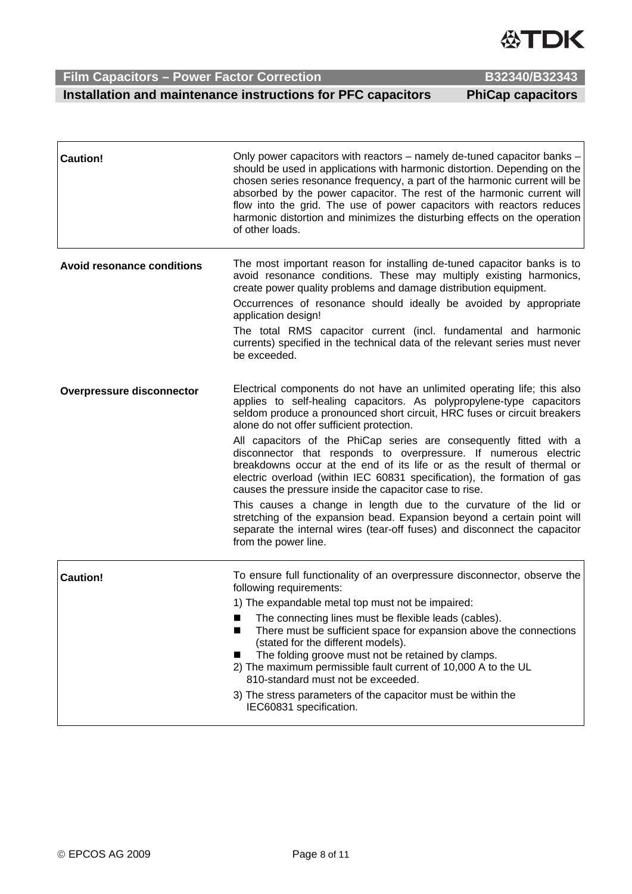**Caution!**

Only power capacitors with reactors – namely de-tuned capacitor banks – should be used in applications with harmonic distortion. Depending on the chosen series resonance frequency, a part of the harmonic current will be absorbed by the power capacitor. The rest of the harmonic current will flow into the grid. The use of power capacitors with reactors reduces harmonic distortion and minimizes the disturbing effects on the operation of other loads.

**Avoid resonance conditions**

The most important reason for installing de-tuned capacitor banks is to avoid resonance conditions. These may multiply existing harmonics, create power quality problems and damage distribution equipment.

Occurrences of resonance should ideally be avoided by appropriate application design!

The total RMS capacitor current (incl. fundamental and harmonic currents) specified in the technical data of the relevant series must never be exceeded.

**Overpressure disconnector**

Electrical components do not have an unlimited operating life; this also applies to self-healing capacitors. As polypropylene-type capacitors seldom produce a pronounced short circuit, HRC fuses or circuit breakers alone do not offer sufficient protection.

All capacitors of the PhiCap series are consequently fitted with a disconnector that responds to overpressure. If numerous electric breakdowns occur at the end of its life or as the result of thermal or electric overload (within IEC 60831 specification), the formation of gas causes the pressure inside the capacitor case to rise.

This causes a change in length due to the curvature of the lid or stretching of the expansion bead. Expansion beyond a certain point will separate the internal wires (tear-off fuses) and disconnect the capacitor from the power line.

**Caution!**

To ensure full functionality of an overpressure disconnector, observe the following requirements:

1) The expandable metal top must not be impaired:

- The connecting lines must be flexible leads (cables).
- There must be sufficient space for expansion above the connections (stated for the different models).
- The folding groove must not be retained by clamps.

2) The maximum permissible fault current of 10,000 A to the UL 810-standard must not be exceeded.

3) The stress parameters of the capacitor must be within the IEC60831 specification.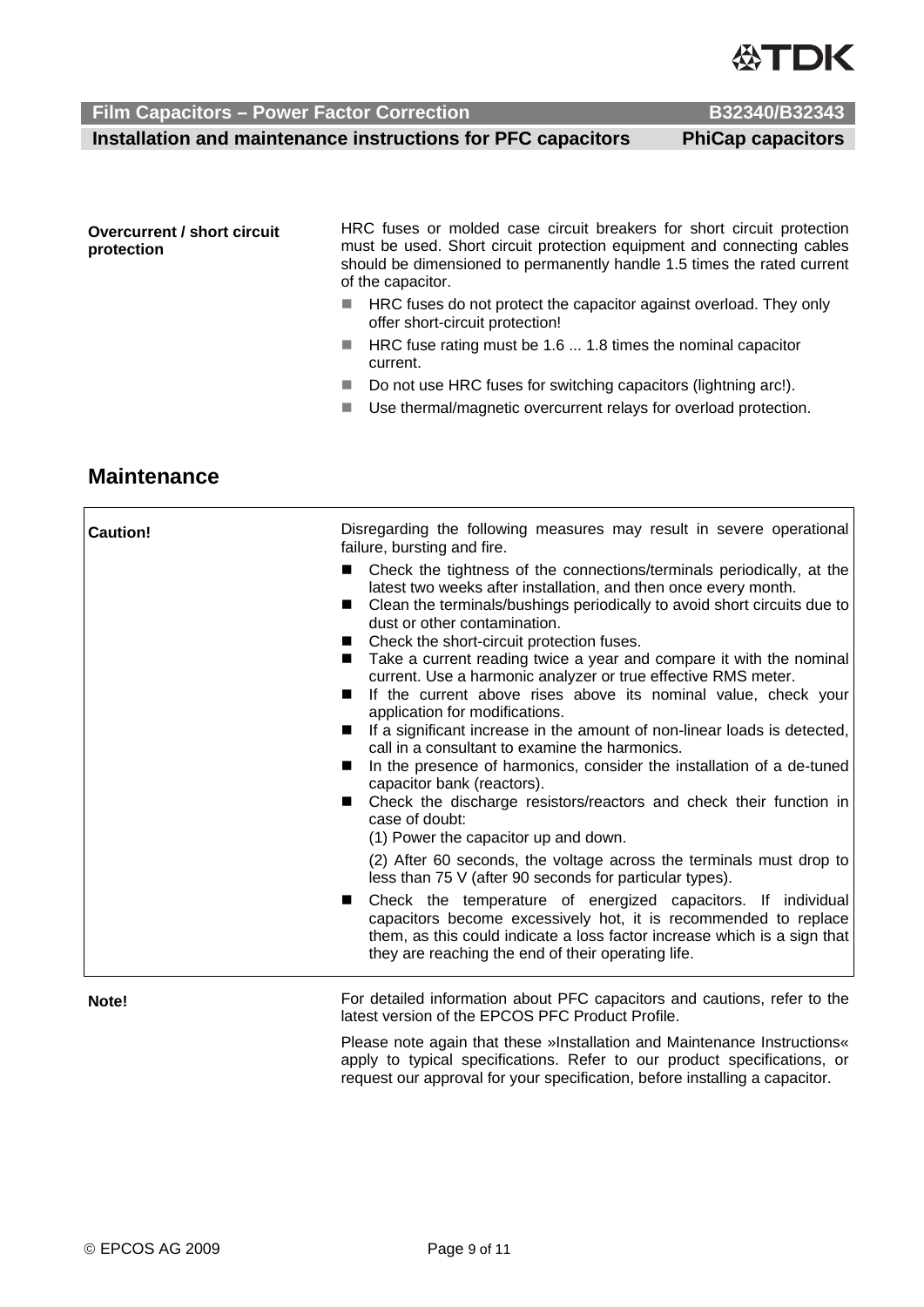**Overcurrent / short circuit protection**

HRC fuses or molded case circuit breakers for short circuit protection must be used. Short circuit protection equipment and connecting cables should be dimensioned to permanently handle 1.5 times the rated current of the capacitor.

- HRC fuses do not protect the capacitor against overload. They only offer short-circuit protection!
- HRC fuse rating must be 1.6 ... 1.8 times the nominal capacitor current.
- Do not use HRC fuses for switching capacitors (lightning arc!).
- Use thermal/magnetic overcurrent relays for overload protection.

## Maintenance

**Caution!**

Disregarding the following measures may result in severe operational failure, bursting and fire.

- Check the tightness of the connections/terminals periodically, at the latest two weeks after installation, and then once every month.
- Clean the terminals/bushings periodically to avoid short circuits due to dust or other contamination.
- Check the short-circuit protection fuses.
- Take a current reading twice a year and compare it with the nominal current. Use a harmonic analyzer or true effective RMS meter.
- If the current above rises above its nominal value, check your application for modifications.
- If a significant increase in the amount of non-linear loads is detected, call in a consultant to examine the harmonics.
- In the presence of harmonics, consider the installation of a de-tuned capacitor bank (reactors).
- Check the discharge resistors/reactors and check their function in case of doubt:
  (1) Power the capacitor up and down.
  
  (2) After 60 seconds, the voltage across the terminals must drop to less than 75 V (after 90 seconds for particular types).
- Check the temperature of energized capacitors. If individual capacitors become excessively hot, it is recommended to replace them, as this could indicate a loss factor increase which is a sign that they are reaching the end of their operating life.

**Note!**

For detailed information about PFC capacitors and cautions, refer to the latest version of the EPCOS PFC Product Profile.

Please note again that these »Installation and Maintenance Instructions« apply to typical specifications. Refer to our product specifications, or request our approval for your specification, before installing a capacitor.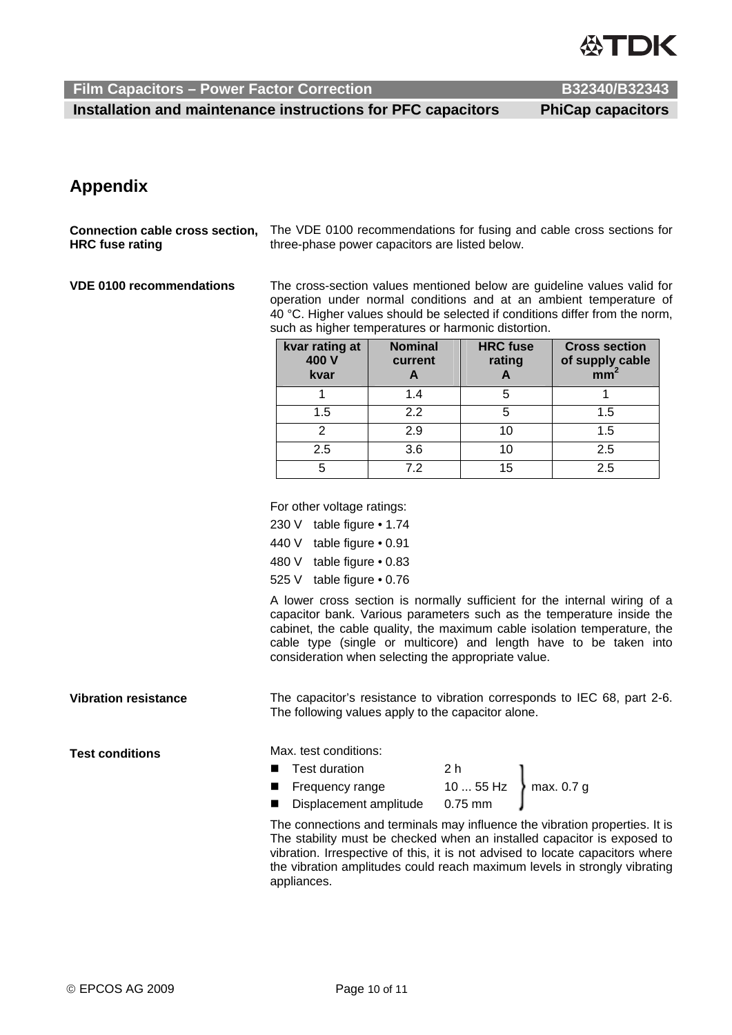## Appendix

**Connection cable cross section, HRC fuse rating**

The VDE 0100 recommendations for fusing and cable cross sections for three-phase power capacitors are listed below.

**VDE 0100 recommendations**

The cross-section values mentioned below are guideline values valid for operation under normal conditions and at an ambient temperature of 40 °C. Higher values should be selected if conditions differ from the norm, such as higher temperatures or harmonic distortion.

| kvar rating at 400 V kvar | Nominal current A | HRC fuse rating A | Cross section of supply cable $mm^2$ |
|---|---|---|---|
| 1 | 1.4 | 5 | 1 |
| 1.5 | 2.2 | 5 | 1.5 |
| 2 | 2.9 | 10 | 1.5 |
| 2.5 | 3.6 | 10 | 2.5 |
| 5 | 7.2 | 15 | 2.5 |

For other voltage ratings:

230 V   table figure • 1.74

440 V   table figure • 0.91

480 V   table figure • 0.83

525 V   table figure • 0.76

A lower cross section is normally sufficient for the internal wiring of a capacitor bank. Various parameters such as the temperature inside the cabinet, the cable quality, the maximum cable isolation temperature, the cable type (single or multicore) and length have to be taken into consideration when selecting the appropriate value.

**Vibration resistance**

The capacitor's resistance to vibration corresponds to IEC 68, part 2-6. The following values apply to the capacitor alone.

**Test conditions**

Max. test conditions:

- Test duration 2 h
- Frequency range 10 ... 55 Hz
- Displacement amplitude 0.75 mm

(max. 0.7 g)

The connections and terminals may influence the vibration properties. It is The stability must be checked when an installed capacitor is exposed to vibration. Irrespective of this, it is not advised to locate capacitors where the vibration amplitudes could reach maximum levels in strongly vibrating appliances.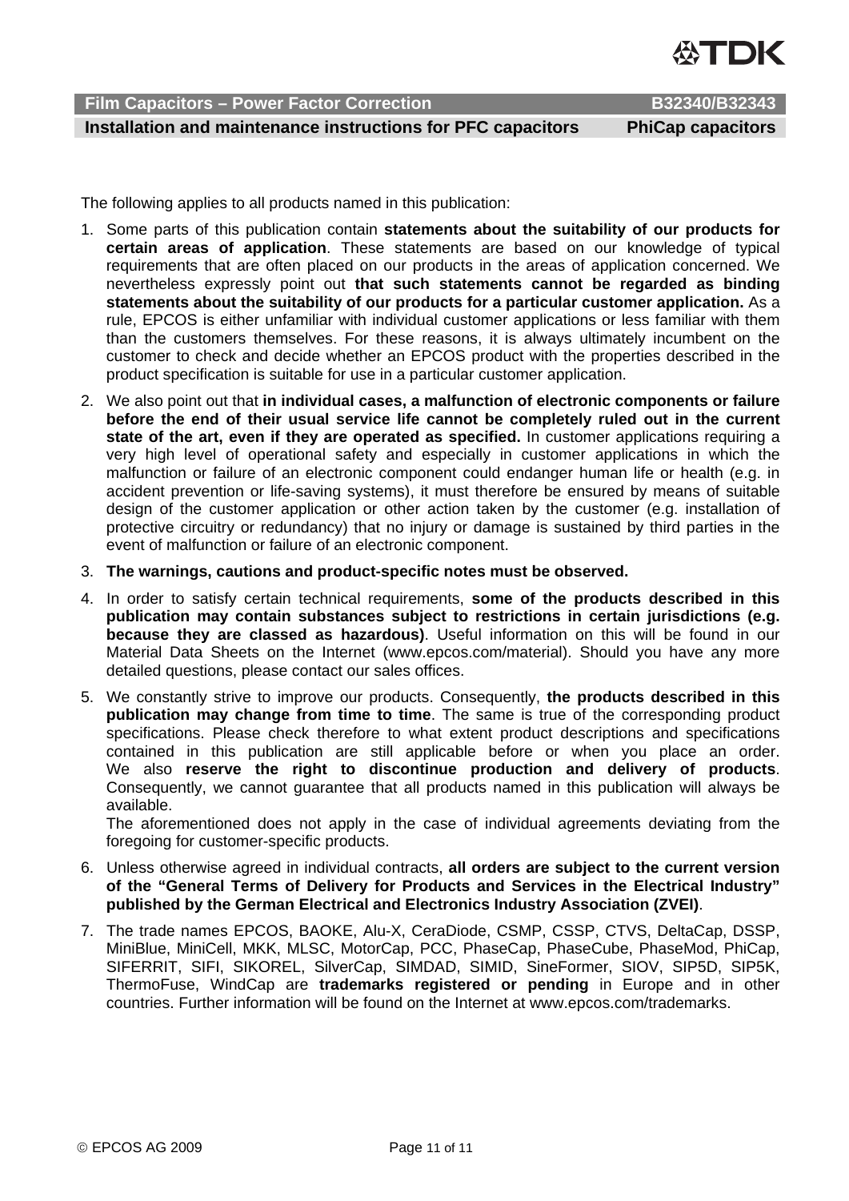The following applies to all products named in this publication:

1. Some parts of this publication contain **statements about the suitability of our products for certain areas of application**. These statements are based on our knowledge of typical requirements that are often placed on our products in the areas of application concerned. We nevertheless expressly point out **that such statements cannot be regarded as binding statements about the suitability of our products for a particular customer application.** As a rule, EPCOS is either unfamiliar with individual customer applications or less familiar with them than the customers themselves. For these reasons, it is always ultimately incumbent on the customer to check and decide whether an EPCOS product with the properties described in the product specification is suitable for use in a particular customer application.
2. We also point out that **in individual cases, a malfunction of electronic components or failure before the end of their usual service life cannot be completely ruled out in the current state of the art, even if they are operated as specified.** In customer applications requiring a very high level of operational safety and especially in customer applications in which the malfunction or failure of an electronic component could endanger human life or health (e.g. in accident prevention or life-saving systems), it must therefore be ensured by means of suitable design of the customer application or other action taken by the customer (e.g. installation of protective circuitry or redundancy) that no injury or damage is sustained by third parties in the event of malfunction or failure of an electronic component.
3. **The warnings, cautions and product-specific notes must be observed.**
4. In order to satisfy certain technical requirements, **some of the products described in this publication may contain substances subject to restrictions in certain jurisdictions (e.g. because they are classed as hazardous)**. Useful information on this will be found in our Material Data Sheets on the Internet (www.epcos.com/material). Should you have any more detailed questions, please contact our sales offices.
5. We constantly strive to improve our products. Consequently, **the products described in this publication may change from time to time**. The same is true of the corresponding product specifications. Please check therefore to what extent product descriptions and specifications contained in this publication are still applicable before or when you place an order. We also **reserve the right to discontinue production and delivery of products**. Consequently, we cannot guarantee that all products named in this publication will always be available.
   The aforementioned does not apply in the case of individual agreements deviating from the foregoing for customer-specific products.
6. Unless otherwise agreed in individual contracts, **all orders are subject to the current version of the "General Terms of Delivery for Products and Services in the Electrical Industry" published by the German Electrical and Electronics Industry Association (ZVEI)**.
7. The trade names EPCOS, BAOKE, Alu-X, CeraDiode, CSMP, CSSP, CTVS, DeltaCap, DSSP, MiniBlue, MiniCell, MKK, MLSC, MotorCap, PCC, PhaseCap, PhaseCube, PhaseMod, PhiCap, SIFERRIT, SIFI, SIKOREL, SilverCap, SIMDAD, SIMID, SineFormer, SIOV, SIP5D, SIP5K, ThermoFuse, WindCap are **trademarks registered or pending** in Europe and in other countries. Further information will be found on the Internet at www.epcos.com/trademarks.